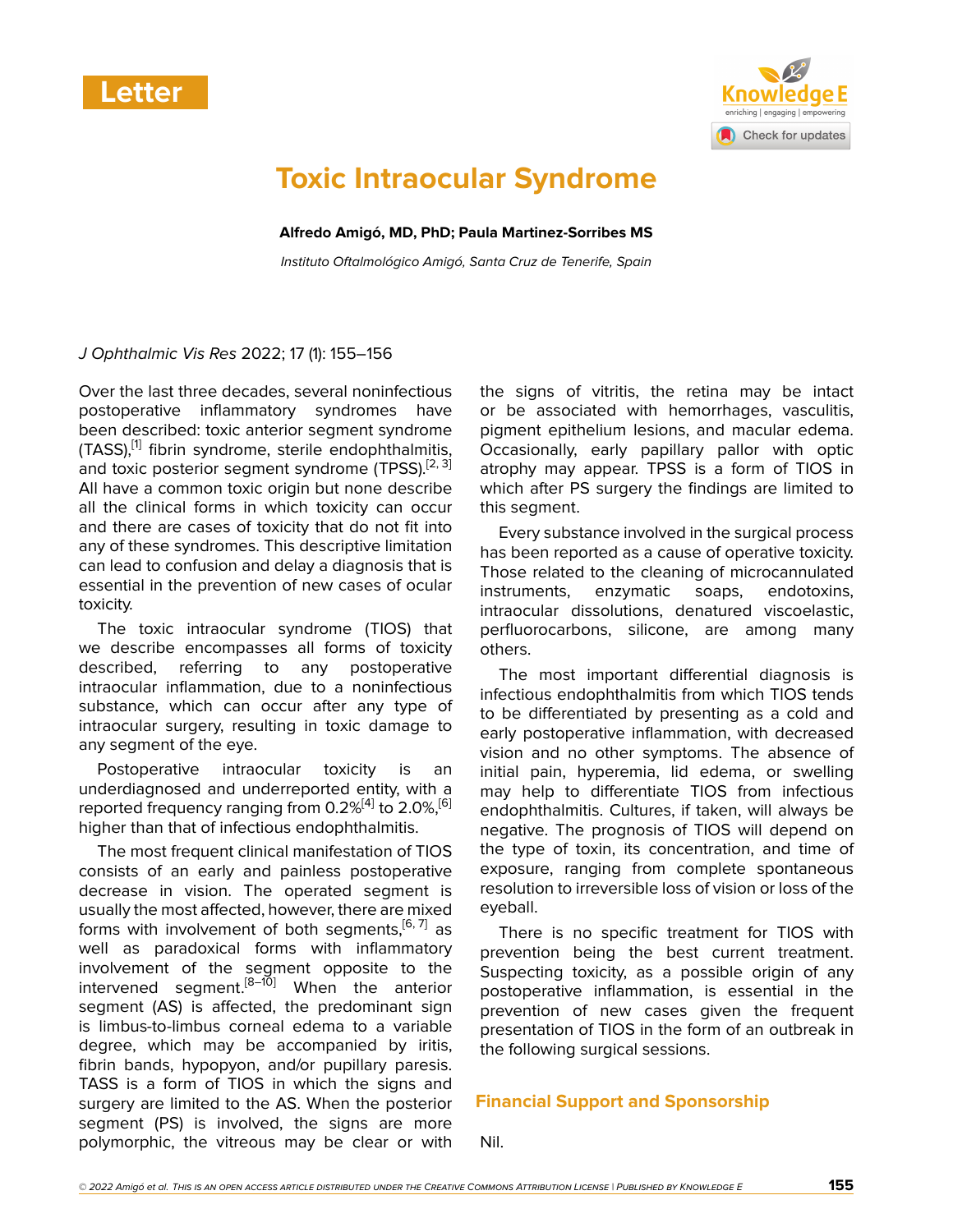Letter

# Toxic Intraocular Syndrome

**Alfredo Amigó, MD, PhD; Paula Martinez-Sorribes MS**

*Instituto Oftalmológico Amigó, Santa Cruz de Tenerife, Spain*

*J Ophthalmic Vis Res* 2022; 17 (1): 155–156

Over the last three decades, several noninfectious postoperative inflammatory syndromes have been described: toxic anterior segment syndrome (TASS),[1] fibrin syndrome, sterile endophthalmitis, and toxic posterior segment syndrome (TPSS).[2, 3] All have a common toxic origin but none describe all the clinical forms in which toxicity can occur and there are cases of toxicity that do not fit into any of these syndromes. This descriptive limitation can lead to confusion and delay a diagnosis that is essential in the prevention of new cases of ocular toxicity.

The toxic intraocular syndrome (TIOS) that we describe encompasses all forms of toxicity described, referring to any postoperative intraocular inflammation, due to a noninfectious substance, which can occur after any type of intraocular surgery, resulting in toxic damage to any segment of the eye.

Postoperative intraocular toxicity is an underdiagnosed and underreported entity, with a reported frequency ranging from 0.2%[4] to 2.0%,[6] higher than that of infectious endophthalmitis.

The most frequent clinical manifestation of TIOS consists of an early and painless postoperative decrease in vision. The operated segment is usually the most affected, however, there are mixed forms with involvement of both segments,[6, 7] as well as paradoxical forms with inflammatory involvement of the segment opposite to the intervened segment.[8–10] When the anterior segment (AS) is affected, the predominant sign is limbus-to-limbus corneal edema to a variable degree, which may be accompanied by iritis, fibrin bands, hypopyon, and/or pupillary paresis. TASS is a form of TIOS in which the signs and surgery are limited to the AS. When the posterior segment (PS) is involved, the signs are more polymorphic, the vitreous may be clear or with the signs of vitritis, the retina may be intact or be associated with hemorrhages, vasculitis, pigment epithelium lesions, and macular edema. Occasionally, early papillary pallor with optic atrophy may appear. TPSS is a form of TIOS in which after PS surgery the findings are limited to this segment.

Every substance involved in the surgical process has been reported as a cause of operative toxicity. Those related to the cleaning of microcannulated instruments, enzymatic soaps, endotoxins, intraocular dissolutions, denatured viscoelastic, perfluorocarbons, silicone, are among many others.

The most important differential diagnosis is infectious endophthalmitis from which TIOS tends to be differentiated by presenting as a cold and early postoperative inflammation, with decreased vision and no other symptoms. The absence of initial pain, hyperemia, lid edema, or swelling may help to differentiate TIOS from infectious endophthalmitis. Cultures, if taken, will always be negative. The prognosis of TIOS will depend on the type of toxin, its concentration, and time of exposure, ranging from complete spontaneous resolution to irreversible loss of vision or loss of the eyeball.

There is no specific treatment for TIOS with prevention being the best current treatment. Suspecting toxicity, as a possible origin of any postoperative inflammation, is essential in the prevention of new cases given the frequent presentation of TIOS in the form of an outbreak in the following surgical sessions.

## Financial Support and Sponsorship

Nil.

© 2022 Amigó et al. This is an open access article distributed under the Creative Commons Attribution License | Published by Knowledge E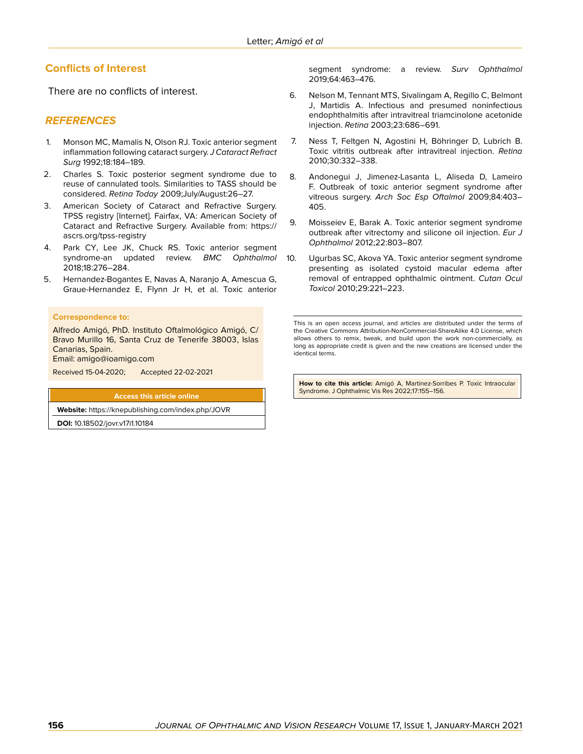## Conflicts of Interest

There are no conflicts of interest.

## REFERENCES

1. Monson MC, Mamalis N, Olson RJ. Toxic anterior segment inflammation following cataract surgery. *J Cataract Refract Surg* 1992;18:184–189.
2. Charles S. Toxic posterior segment syndrome due to reuse of cannulated tools. Similarities to TASS should be considered. *Retina Today* 2009;July/August:26–27.
3. American Society of Cataract and Refractive Surgery. TPSS registry [Internet]. Fairfax, VA: American Society of Cataract and Refractive Surgery. Available from: https://ascrs.org/tpss-registry
4. Park CY, Lee JK, Chuck RS. Toxic anterior segment syndrome-an updated review. *BMC Ophthalmol* 2018;18:276–284.
5. Hernandez-Bogantes E, Navas A, Naranjo A, Amescua G, Graue-Hernandez E, Flynn Jr H, et al. Toxic anterior segment syndrome: a review. *Surv Ophthalmol* 2019;64:463–476.
6. Nelson M, Tennant MTS, Sivalingam A, Regillo C, Belmont J, Martidis A. Infectious and presumed noninfectious endophthalmitis after intravitreal triamcinolone acetonide injection. *Retina* 2003;23:686–691.
7. Ness T, Feltgen N, Agostini H, Böhringer D, Lubrich B. Toxic vitritis outbreak after intravitreal injection. *Retina* 2010;30:332–338.
8. Andonegui J, Jimenez-Lasanta L, Aliseda D, Lameiro F. Outbreak of toxic anterior segment syndrome after vitreous surgery. *Arch Soc Esp Oftalmol* 2009;84:403–405.
9. Moisseiev E, Barak A. Toxic anterior segment syndrome outbreak after vitrectomy and silicone oil injection. *Eur J Ophthalmol* 2012;22:803–807.
10. Ugurbas SC, Akova YA. Toxic anterior segment syndrome presenting as isolated cystoid macular edema after removal of entrapped ophthalmic ointment. *Cutan Ocul Toxicol* 2010;29:221–223.

**Correspondence to:**

Alfredo Amigó, PhD. Instituto Oftalmológico Amigó, C/ Bravo Murillo 16, Santa Cruz de Tenerife 38003, Islas Canarias, Spain.
Email: amigo@ioamigo.com

Received 15-04-2020; Accepted 22-02-2021

**Access this article online**

**Website:** https://knepublishing.com/index.php/JOVR

**DOI:** 10.18502/jovr.v17i1.10184

This is an open access journal, and articles are distributed under the terms of the Creative Commons Attribution-NonCommercial-ShareAlike 4.0 License, which allows others to remix, tweak, and build upon the work non-commercially, as long as appropriate credit is given and the new creations are licensed under the identical terms.

**How to cite this article:** Amigó A, Martinez-Sorribes P. Toxic Intraocular Syndrome. J Ophthalmic Vis Res 2022;17:155–156.